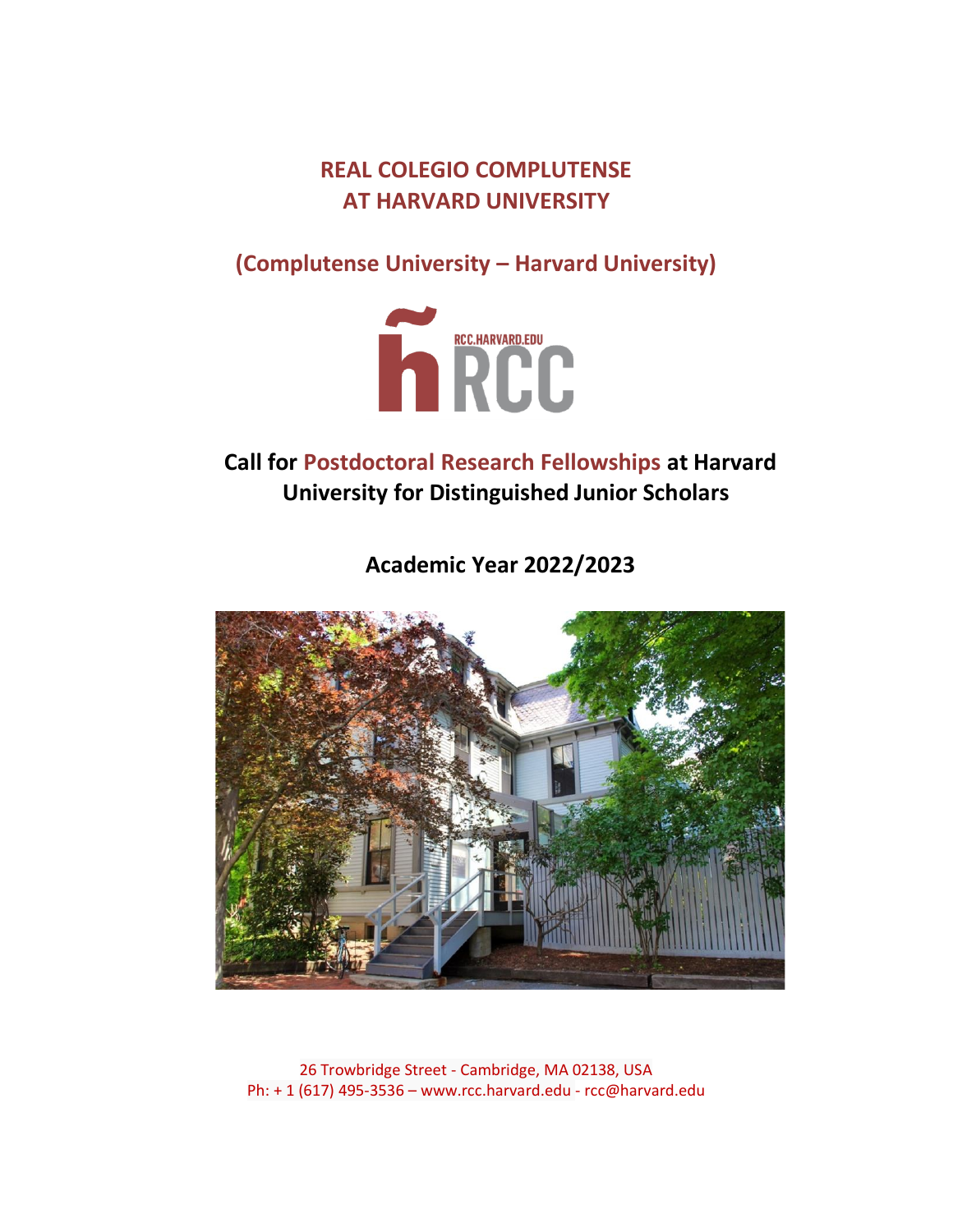# REAL COLEGIO COMPLUTENSE AT HARVARD UNIVERSITY

## (Complutense University – Harvard University)

RCC.HARVARD.EDU
RCC

## Call for Postdoctoral Research Fellowships at Harvard University for Distinguished Junior Scholars

## Academic Year 2022/2023

26 Trowbridge Street - Cambridge, MA 02138, USA
Ph: + 1 (617) 495-3536 – www.rcc.harvard.edu - rcc@harvard.edu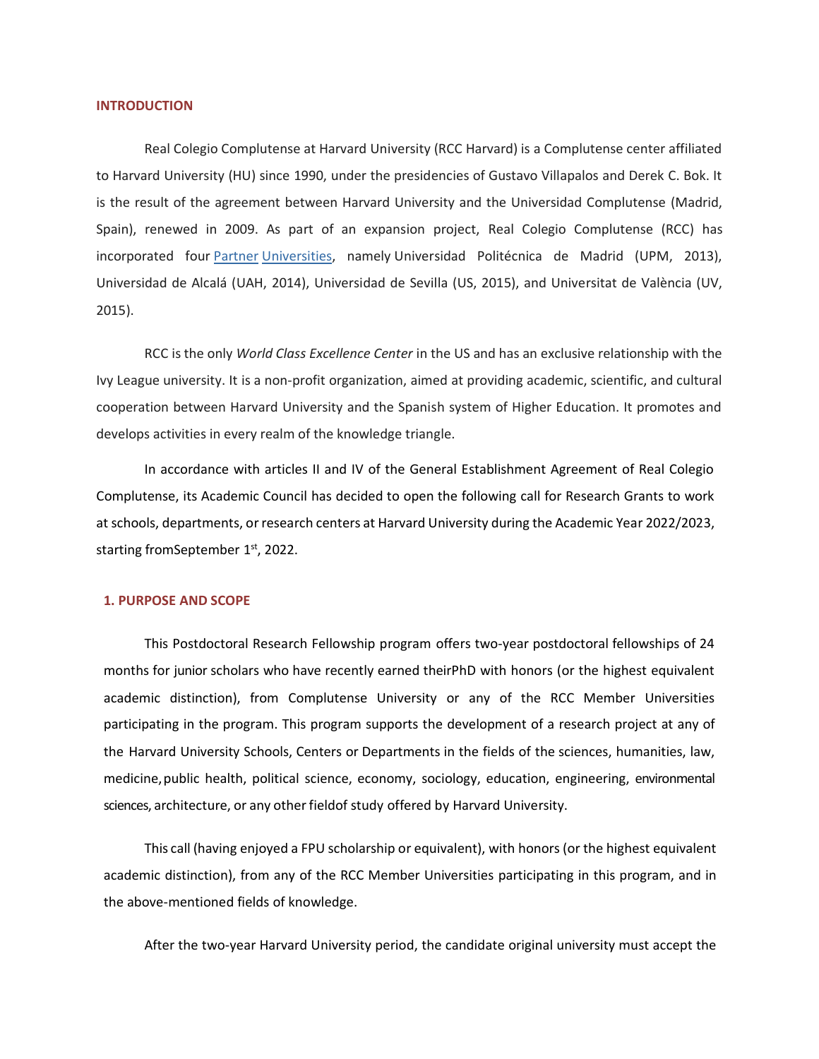## INTRODUCTION

Real Colegio Complutense at Harvard University (RCC Harvard) is a Complutense center affiliated to Harvard University (HU) since 1990, under the presidencies of Gustavo Villapalos and Derek C. Bok. It is the result of the agreement between Harvard University and the Universidad Complutense (Madrid, Spain), renewed in 2009. As part of an expansion project, Real Colegio Complutense (RCC) has incorporated four Partner Universities, namely Universidad Politécnica de Madrid (UPM, 2013), Universidad de Alcalá (UAH, 2014), Universidad de Sevilla (US, 2015), and Universitat de València (UV, 2015).

RCC is the only *World Class Excellence Center* in the US and has an exclusive relationship with the Ivy League university. It is a non-profit organization, aimed at providing academic, scientific, and cultural cooperation between Harvard University and the Spanish system of Higher Education. It promotes and develops activities in every realm of the knowledge triangle.

In accordance with articles II and IV of the General Establishment Agreement of Real Colegio Complutense, its Academic Council has decided to open the following call for Research Grants to work at schools, departments, or research centers at Harvard University during the Academic Year 2022/2023, starting fromSeptember 1st, 2022.

## 1. PURPOSE AND SCOPE

This Postdoctoral Research Fellowship program offers two-year postdoctoral fellowships of 24 months for junior scholars who have recently earned theirPhD with honors (or the highest equivalent academic distinction), from Complutense University or any of the RCC Member Universities participating in the program. This program supports the development of a research project at any of the Harvard University Schools, Centers or Departments in the fields of the sciences, humanities, law, medicine, public health, political science, economy, sociology, education, engineering, environmental sciences, architecture, or any other fieldof study offered by Harvard University.

This call (having enjoyed a FPU scholarship or equivalent), with honors (or the highest equivalent academic distinction), from any of the RCC Member Universities participating in this program, and in the above-mentioned fields of knowledge.

After the two-year Harvard University period, the candidate original university must accept the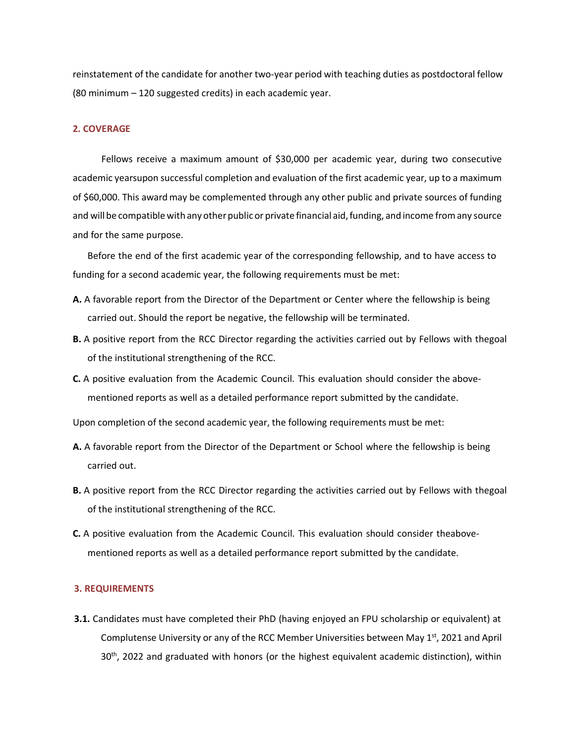reinstatement of the candidate for another two-year period with teaching duties as postdoctoral fellow (80 minimum – 120 suggested credits) in each academic year.

## 2. COVERAGE

Fellows receive a maximum amount of $30,000 per academic year, during two consecutive academic yearsupon successful completion and evaluation of the first academic year, up to a maximum of $60,000. This award may be complemented through any other public and private sources of funding and will be compatible with any other public or private financial aid, funding, and income from any source and for the same purpose.

Before the end of the first academic year of the corresponding fellowship, and to have access to funding for a second academic year, the following requirements must be met:

**A.** A favorable report from the Director of the Department or Center where the fellowship is being carried out. Should the report be negative, the fellowship will be terminated.

**B.** A positive report from the RCC Director regarding the activities carried out by Fellows with thegoal of the institutional strengthening of the RCC.

**C.** A positive evaluation from the Academic Council. This evaluation should consider the above-mentioned reports as well as a detailed performance report submitted by the candidate.

Upon completion of the second academic year, the following requirements must be met:

**A.** A favorable report from the Director of the Department or School where the fellowship is being carried out.

**B.** A positive report from the RCC Director regarding the activities carried out by Fellows with thegoal of the institutional strengthening of the RCC.

**C.** A positive evaluation from the Academic Council. This evaluation should consider theabove-mentioned reports as well as a detailed performance report submitted by the candidate.

## 3. REQUIREMENTS

**3.1.** Candidates must have completed their PhD (having enjoyed an FPU scholarship or equivalent) at Complutense University or any of the RCC Member Universities between May 1st, 2021 and April 30th, 2022 and graduated with honors (or the highest equivalent academic distinction), within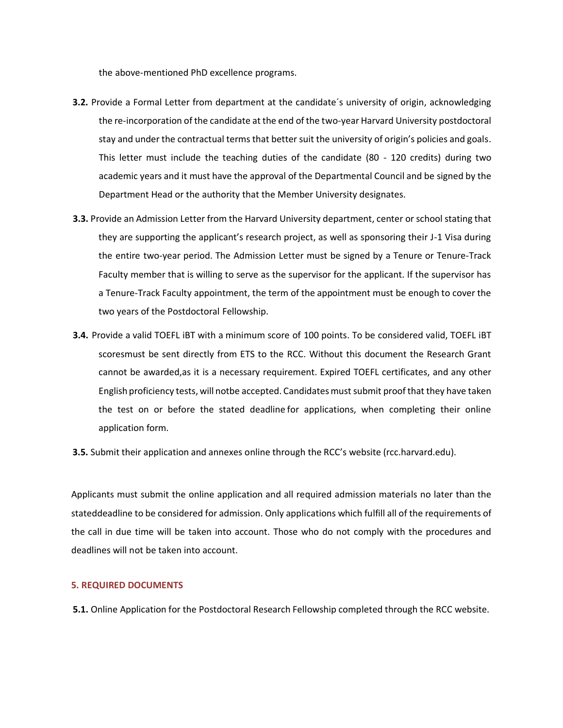the above-mentioned PhD excellence programs.

**3.2.** Provide a Formal Letter from department at the candidate´s university of origin, acknowledging the re-incorporation of the candidate at the end of the two-year Harvard University postdoctoral stay and under the contractual terms that better suit the university of origin's policies and goals. This letter must include the teaching duties of the candidate (80 - 120 credits) during two academic years and it must have the approval of the Departmental Council and be signed by the Department Head or the authority that the Member University designates.

**3.3.** Provide an Admission Letter from the Harvard University department, center or school stating that they are supporting the applicant's research project, as well as sponsoring their J-1 Visa during the entire two-year period. The Admission Letter must be signed by a Tenure or Tenure-Track Faculty member that is willing to serve as the supervisor for the applicant. If the supervisor has a Tenure-Track Faculty appointment, the term of the appointment must be enough to cover the two years of the Postdoctoral Fellowship.

**3.4.** Provide a valid TOEFL iBT with a minimum score of 100 points. To be considered valid, TOEFL iBT scoresmust be sent directly from ETS to the RCC. Without this document the Research Grant cannot be awarded,as it is a necessary requirement. Expired TOEFL certificates, and any other English proficiency tests, will notbe accepted. Candidates must submit proof that they have taken the test on or before the stated deadline for applications, when completing their online application form.

**3.5.** Submit their application and annexes online through the RCC's website (rcc.harvard.edu).

Applicants must submit the online application and all required admission materials no later than the stateddeadline to be considered for admission. Only applications which fulfill all of the requirements of the call in due time will be taken into account. Those who do not comply with the procedures and deadlines will not be taken into account.

## 5. REQUIRED DOCUMENTS

**5.1.** Online Application for the Postdoctoral Research Fellowship completed through the RCC website.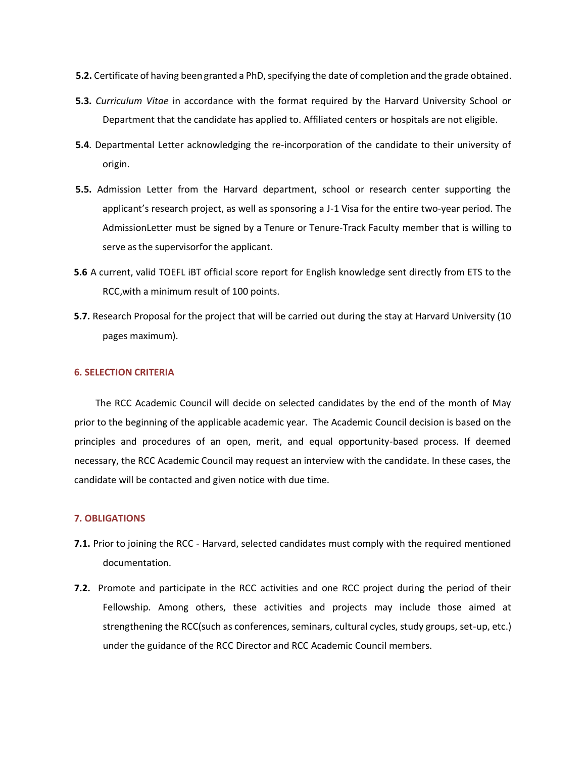**5.2.** Certificate of having been granted a PhD, specifying the date of completion and the grade obtained.

**5.3.** *Curriculum Vitae* in accordance with the format required by the Harvard University School or Department that the candidate has applied to. Affiliated centers or hospitals are not eligible.

**5.4**. Departmental Letter acknowledging the re-incorporation of the candidate to their university of origin.

**5.5.** Admission Letter from the Harvard department, school or research center supporting the applicant's research project, as well as sponsoring a J-1 Visa for the entire two-year period. The AdmissionLetter must be signed by a Tenure or Tenure-Track Faculty member that is willing to serve as the supervisorfor the applicant.

**5.6** A current, valid TOEFL iBT official score report for English knowledge sent directly from ETS to the RCC,with a minimum result of 100 points.

**5.7.** Research Proposal for the project that will be carried out during the stay at Harvard University (10 pages maximum).

## 6. SELECTION CRITERIA

The RCC Academic Council will decide on selected candidates by the end of the month of May prior to the beginning of the applicable academic year. The Academic Council decision is based on the principles and procedures of an open, merit, and equal opportunity-based process. If deemed necessary, the RCC Academic Council may request an interview with the candidate. In these cases, the candidate will be contacted and given notice with due time.

## 7. OBLIGATIONS

**7.1.** Prior to joining the RCC - Harvard, selected candidates must comply with the required mentioned documentation.

**7.2.** Promote and participate in the RCC activities and one RCC project during the period of their Fellowship. Among others, these activities and projects may include those aimed at strengthening the RCC(such as conferences, seminars, cultural cycles, study groups, set-up, etc.) under the guidance of the RCC Director and RCC Academic Council members.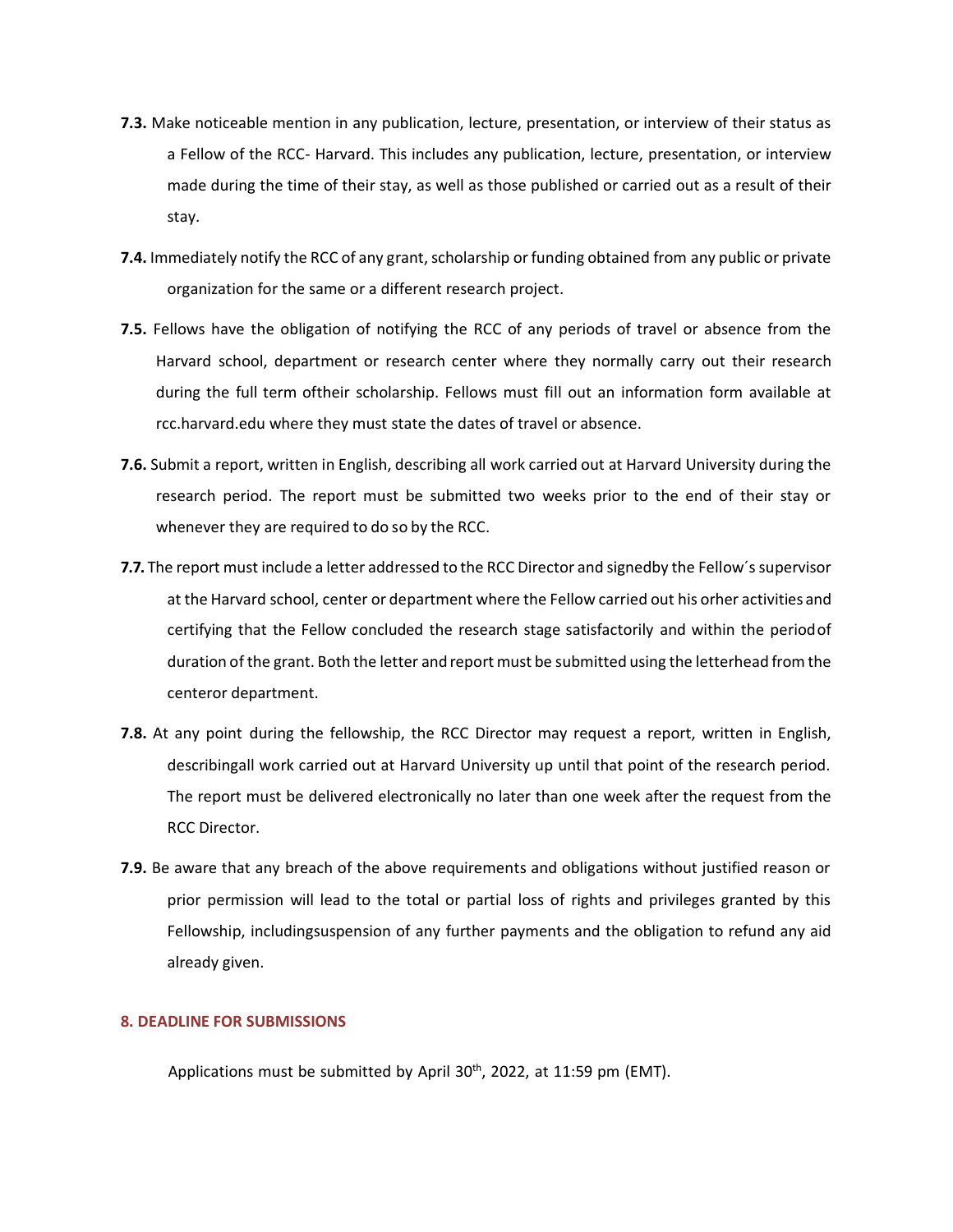**7.3.** Make noticeable mention in any publication, lecture, presentation, or interview of their status as a Fellow of the RCC- Harvard. This includes any publication, lecture, presentation, or interview made during the time of their stay, as well as those published or carried out as a result of their stay.

**7.4.** Immediately notify the RCC of any grant, scholarship or funding obtained from any public or private organization for the same or a different research project.

**7.5.** Fellows have the obligation of notifying the RCC of any periods of travel or absence from the Harvard school, department or research center where they normally carry out their research during the full term oftheir scholarship. Fellows must fill out an information form available at rcc.harvard.edu where they must state the dates of travel or absence.

**7.6.** Submit a report, written in English, describing all work carried out at Harvard University during the research period. The report must be submitted two weeks prior to the end of their stay or whenever they are required to do so by the RCC.

**7.7.** The report must include a letter addressed to the RCC Director and signedby the Fellow´s supervisor at the Harvard school, center or department where the Fellow carried out his orher activities and certifying that the Fellow concluded the research stage satisfactorily and within the periodof duration of the grant. Both the letter and report must be submitted using the letterhead from the centeror department.

**7.8.** At any point during the fellowship, the RCC Director may request a report, written in English, describingall work carried out at Harvard University up until that point of the research period. The report must be delivered electronically no later than one week after the request from the RCC Director.

**7.9.** Be aware that any breach of the above requirements and obligations without justified reason or prior permission will lead to the total or partial loss of rights and privileges granted by this Fellowship, includingsuspension of any further payments and the obligation to refund any aid already given.

## 8. DEADLINE FOR SUBMISSIONS

Applications must be submitted by April 30th, 2022, at 11:59 pm (EMT).